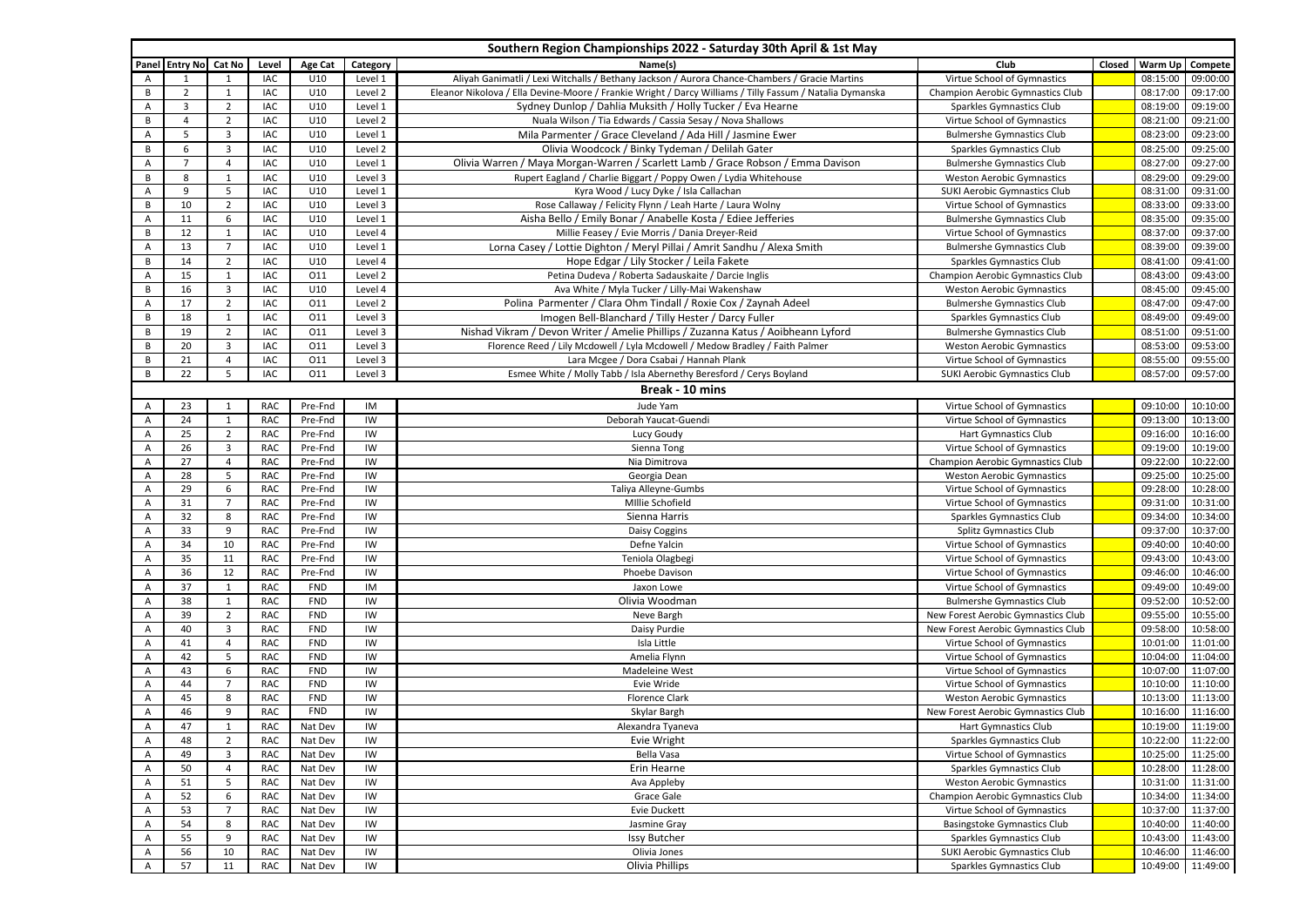# Southern Region Championships 2022 - Saturday 30th April & 1st May

| Panel | Entry No | Cat No | Level | Age Cat | Category | Name(s) | Club | Closed | Warm Up | Compete |
|---|---|---|---|---|---|---|---|---|---|---|
| A | 1 | 1 | IAC | U10 | Level 1 | Aliyah Ganimatli / Lexi Witchalls / Bethany Jackson / Aurora Chance-Chambers / Gracie Martins | Virtue School of Gymnastics | | 08:15:00 | 09:00:00 |
| B | 2 | 1 | IAC | U10 | Level 2 | Eleanor Nikolova / Ella Devine-Moore / Frankie Wright / Darcy Williams / Tilly Fassum / Natalia Dymanska | Champion Aerobic Gymnastics Club | | 08:17:00 | 09:17:00 |
| A | 3 | 2 | IAC | U10 | Level 1 | Sydney Dunlop / Dahlia Muksith / Holly Tucker / Eva Hearne | Sparkles Gymnastics Club | | 08:19:00 | 09:19:00 |
| B | 4 | 2 | IAC | U10 | Level 2 | Nuala Wilson / Tia Edwards / Cassia Sesay / Nova Shallows | Virtue School of Gymnastics | | 08:21:00 | 09:21:00 |
| A | 5 | 3 | IAC | U10 | Level 1 | Mila Parmenter / Grace Cleveland / Ada Hill / Jasmine Ewer | Bulmershe Gymnastics Club | | 08:23:00 | 09:23:00 |
| B | 6 | 3 | IAC | U10 | Level 2 | Olivia Woodcock / Binky Tydeman / Delilah Gater | Sparkles Gymnastics Club | | 08:25:00 | 09:25:00 |
| A | 7 | 4 | IAC | U10 | Level 1 | Olivia Warren / Maya Morgan-Warren / Scarlett Lamb / Grace Robson / Emma Davison | Bulmershe Gymnastics Club | | 08:27:00 | 09:27:00 |
| B | 8 | 1 | IAC | U10 | Level 3 | Rupert Eagland / Charlie Biggart / Poppy Owen / Lydia Whitehouse | Weston Aerobic Gymnastics | | 08:29:00 | 09:29:00 |
| A | 9 | 5 | IAC | U10 | Level 1 | Kyra Wood / Lucy Dyke / Isla Callachan | SUKI Aerobic Gymnastics Club | | 08:31:00 | 09:31:00 |
| B | 10 | 2 | IAC | U10 | Level 3 | Rose Callaway / Felicity Flynn / Leah Harte / Laura Wolny | Virtue School of Gymnastics | | 08:33:00 | 09:33:00 |
| A | 11 | 6 | IAC | U10 | Level 1 | Aisha Bello / Emily Bonar / Anabelle Kosta / Ediee Jefferies | Bulmershe Gymnastics Club | | 08:35:00 | 09:35:00 |
| B | 12 | 1 | IAC | U10 | Level 4 | Millie Feasey / Evie Morris / Dania Dreyer-Reid | Virtue School of Gymnastics | | 08:37:00 | 09:37:00 |
| A | 13 | 7 | IAC | U10 | Level 1 | Lorna Casey / Lottie Dighton / Meryl Pillai / Amrit Sandhu / Alexa Smith | Bulmershe Gymnastics Club | | 08:39:00 | 09:39:00 |
| B | 14 | 2 | IAC | U10 | Level 4 | Hope Edgar / Lily Stocker / Leila Fakete | Sparkles Gymnastics Club | | 08:41:00 | 09:41:00 |
| A | 15 | 1 | IAC | O11 | Level 2 | Petina Dudeva / Roberta Sadauskaite / Darcie Inglis | Champion Aerobic Gymnastics Club | | 08:43:00 | 09:43:00 |
| B | 16 | 3 | IAC | U10 | Level 4 | Ava White / Myla Tucker / Lilly-Mai Wakenshaw | Weston Aerobic Gymnastics | | 08:45:00 | 09:45:00 |
| A | 17 | 2 | IAC | O11 | Level 2 | Polina Parmenter / Clara Ohm Tindall / Roxie Cox / Zaynah Adeel | Bulmershe Gymnastics Club | | 08:47:00 | 09:47:00 |
| B | 18 | 1 | IAC | O11 | Level 3 | Imogen Bell-Blanchard / Tilly Hester / Darcy Fuller | Sparkles Gymnastics Club | | 08:49:00 | 09:49:00 |
| B | 19 | 2 | IAC | O11 | Level 3 | Nishad Vikram / Devon Writer / Amelie Phillips / Zuzanna Katus / Aoibheann Lyford | Bulmershe Gymnastics Club | | 08:51:00 | 09:51:00 |
| B | 20 | 3 | IAC | O11 | Level 3 | Florence Reed / Lily Mcdowell / Lyla Mcdowell / Medow Bradley / Faith Palmer | Weston Aerobic Gymnastics | | 08:53:00 | 09:53:00 |
| B | 21 | 4 | IAC | O11 | Level 3 | Lara Mcgee / Dora Csabai / Hannah Plank | Virtue School of Gymnastics | | 08:55:00 | 09:55:00 |
| B | 22 | 5 | IAC | O11 | Level 3 | Esmee White / Molly Tabb / Isla Abernethy Beresford / Cerys Boyland | SUKI Aerobic Gymnastics Club | | 08:57:00 | 09:57:00 |
| | | | | | | **Break - 10 mins** | | | | |
| A | 23 | 1 | RAC | Pre-Fnd | IM | Jude Yam | Virtue School of Gymnastics | | 09:10:00 | 10:10:00 |
| A | 24 | 1 | RAC | Pre-Fnd | IW | Deborah Yaucat-Guendi | Virtue School of Gymnastics | | 09:13:00 | 10:13:00 |
| A | 25 | 2 | RAC | Pre-Fnd | IW | Lucy Goudy | Hart Gymnastics Club | | 09:16:00 | 10:16:00 |
| A | 26 | 3 | RAC | Pre-Fnd | IW | Sienna Tong | Virtue School of Gymnastics | | 09:19:00 | 10:19:00 |
| A | 27 | 4 | RAC | Pre-Fnd | IW | Nia Dimitrova | Champion Aerobic Gymnastics Club | | 09:22:00 | 10:22:00 |
| A | 28 | 5 | RAC | Pre-Fnd | IW | Georgia Dean | Weston Aerobic Gymnastics | | 09:25:00 | 10:25:00 |
| A | 29 | 6 | RAC | Pre-Fnd | IW | Taliya Alleyne-Gumbs | Virtue School of Gymnastics | | 09:28:00 | 10:28:00 |
| A | 31 | 7 | RAC | Pre-Fnd | IW | MIllie Schofield | Virtue School of Gymnastics | | 09:31:00 | 10:31:00 |
| A | 32 | 8 | RAC | Pre-Fnd | IW | Sienna Harris | Sparkles Gymnastics Club | | 09:34:00 | 10:34:00 |
| A | 33 | 9 | RAC | Pre-Fnd | IW | Daisy Coggins | Splitz Gymnastics Club | | 09:37:00 | 10:37:00 |
| A | 34 | 10 | RAC | Pre-Fnd | IW | Defne Yalcin | Virtue School of Gymnastics | | 09:40:00 | 10:40:00 |
| A | 35 | 11 | RAC | Pre-Fnd | IW | Teniola Olagbegi | Virtue School of Gymnastics | | 09:43:00 | 10:43:00 |
| A | 36 | 12 | RAC | Pre-Fnd | IW | Phoebe Davison | Virtue School of Gymnastics | | 09:46:00 | 10:46:00 |
| A | 37 | 1 | RAC | FND | IM | Jaxon Lowe | Virtue School of Gymnastics | | 09:49:00 | 10:49:00 |
| A | 38 | 1 | RAC | FND | IW | Olivia Woodman | Bulmershe Gymnastics Club | | 09:52:00 | 10:52:00 |
| A | 39 | 2 | RAC | FND | IW | Neve Bargh | New Forest Aerobic Gymnastics Club | | 09:55:00 | 10:55:00 |
| A | 40 | 3 | RAC | FND | IW | Daisy Purdie | New Forest Aerobic Gymnastics Club | | 09:58:00 | 10:58:00 |
| A | 41 | 4 | RAC | FND | IW | Isla Little | Virtue School of Gymnastics | | 10:01:00 | 11:01:00 |
| A | 42 | 5 | RAC | FND | IW | Amelia Flynn | Virtue School of Gymnastics | | 10:04:00 | 11:04:00 |
| A | 43 | 6 | RAC | FND | IW | Madeleine West | Virtue School of Gymnastics | | 10:07:00 | 11:07:00 |
| A | 44 | 7 | RAC | FND | IW | Evie Wride | Virtue School of Gymnastics | | 10:10:00 | 11:10:00 |
| A | 45 | 8 | RAC | FND | IW | Florence Clark | Weston Aerobic Gymnastics | | 10:13:00 | 11:13:00 |
| A | 46 | 9 | RAC | FND | IW | Skylar Bargh | New Forest Aerobic Gymnastics Club | | 10:16:00 | 11:16:00 |
| A | 47 | 1 | RAC | Nat Dev | IW | Alexandra Tyaneva | Hart Gymnastics Club | | 10:19:00 | 11:19:00 |
| A | 48 | 2 | RAC | Nat Dev | IW | Evie Wright | Sparkles Gymnastics Club | | 10:22:00 | 11:22:00 |
| A | 49 | 3 | RAC | Nat Dev | IW | Bella Vasa | Virtue School of Gymnastics | | 10:25:00 | 11:25:00 |
| A | 50 | 4 | RAC | Nat Dev | IW | Erin Hearne | Sparkles Gymnastics Club | | 10:28:00 | 11:28:00 |
| A | 51 | 5 | RAC | Nat Dev | IW | Ava Appleby | Weston Aerobic Gymnastics | | 10:31:00 | 11:31:00 |
| A | 52 | 6 | RAC | Nat Dev | IW | Grace Gale | Champion Aerobic Gymnastics Club | | 10:34:00 | 11:34:00 |
| A | 53 | 7 | RAC | Nat Dev | IW | Evie Duckett | Virtue School of Gymnastics | | 10:37:00 | 11:37:00 |
| A | 54 | 8 | RAC | Nat Dev | IW | Jasmine Gray | Basingstoke Gymnastics Club | | 10:40:00 | 11:40:00 |
| A | 55 | 9 | RAC | Nat Dev | IW | Issy Butcher | Sparkles Gymnastics Club | | 10:43:00 | 11:43:00 |
| A | 56 | 10 | RAC | Nat Dev | IW | Olivia Jones | SUKI Aerobic Gymnastics Club | | 10:46:00 | 11:46:00 |
| A | 57 | 11 | RAC | Nat Dev | IW | Olivia Phillips | Sparkles Gymnastics Club | | 10:49:00 | 11:49:00 |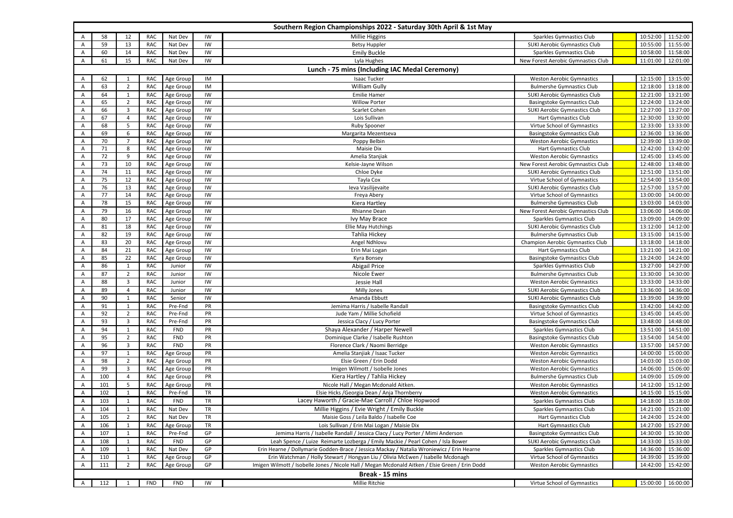# Southern Region Championships 2022 - Saturday 30th April & 1st May

| | | | | | | | | | | |
|---|---|---|---|---|---|---|---|---|---|---|
| A | 58 | 12 | RAC | Nat Dev | IW | Millie Higgins | Sparkles Gymnastics Club | | 10:52:00 | 11:52:00 |
| A | 59 | 13 | RAC | Nat Dev | IW | Betsy Huppler | SUKI Aerobic Gymnastics Club | | 10:55:00 | 11:55:00 |
| A | 60 | 14 | RAC | Nat Dev | IW | Emily Buckle | Sparkles Gymnastics Club | | 10:58:00 | 11:58:00 |
| A | 61 | 15 | RAC | Nat Dev | IW | Lyla Hughes | New Forest Aerobic Gymnastics Club | | 11:01:00 | 12:01:00 |
| **Lunch - 75 mins (Including IAC Medal Ceremony)** | | | | | | | | | | |
| A | 62 | 1 | RAC | Age Group | IM | Isaac Tucker | Weston Aerobic Gymnastics | | 12:15:00 | 13:15:00 |
| A | 63 | 2 | RAC | Age Group | IM | William Gully | Bulmershe Gymnastics Club | | 12:18:00 | 13:18:00 |
| A | 64 | 1 | RAC | Age Group | IW | Emilie Hamer | SUKI Aerobic Gymnastics Club | | 12:21:00 | 13:21:00 |
| A | 65 | 2 | RAC | Age Group | IW | Willow Porter | Basingstoke Gymnastics Club | | 12:24:00 | 13:24:00 |
| A | 66 | 3 | RAC | Age Group | IW | Scarlet Cohen | SUKI Aerobic Gymnastics Club | | 12:27:00 | 13:27:00 |
| A | 67 | 4 | RAC | Age Group | IW | Lois Sullivan | Hart Gymnastics Club | | 12:30:00 | 13:30:00 |
| A | 68 | 5 | RAC | Age Group | IW | Ruby Spooner | Virtue School of Gymnastics | | 12:33:00 | 13:33:00 |
| A | 69 | 6 | RAC | Age Group | IW | Margarita Mezentseva | Basingstoke Gymnastics Club | | 12:36:00 | 13:36:00 |
| A | 70 | 7 | RAC | Age Group | IW | Poppy Belbin | Weston Aerobic Gymnastics | | 12:39:00 | 13:39:00 |
| A | 71 | 8 | RAC | Age Group | IW | Maisie Dix | Hart Gymnastics Club | | 12:42:00 | 13:42:00 |
| A | 72 | 9 | RAC | Age Group | IW | Amelia Stanjiak | Weston Aerobic Gymnastics | | 12:45:00 | 13:45:00 |
| A | 73 | 10 | RAC | Age Group | IW | Kelsie-Jayne Wilson | New Forest Aerobic Gymnastics Club | | 12:48:00 | 13:48:00 |
| A | 74 | 11 | RAC | Age Group | IW | Chloe Dyke | SUKI Aerobic Gymnastics Club | | 12:51:00 | 13:51:00 |
| A | 75 | 12 | RAC | Age Group | IW | Tayla Cox | Virtue School of Gymnastics | | 12:54:00 | 13:54:00 |
| A | 76 | 13 | RAC | Age Group | IW | Ieva Vasilijevaite | SUKI Aerobic Gymnastics Club | | 12:57:00 | 13:57:00 |
| A | 77 | 14 | RAC | Age Group | IW | Freya Abery | Virtue School of Gymnastics | | 13:00:00 | 14:00:00 |
| A | 78 | 15 | RAC | Age Group | IW | Kiera Hartley | Bulmershe Gymnastics Club | | 13:03:00 | 14:03:00 |
| A | 79 | 16 | RAC | Age Group | IW | Rhianne Dean | New Forest Aerobic Gymnastics Club | | 13:06:00 | 14:06:00 |
| A | 80 | 17 | RAC | Age Group | IW | Ivy May Brace | Sparkles Gymnastics Club | | 13:09:00 | 14:09:00 |
| A | 81 | 18 | RAC | Age Group | IW | Ellie May Hutchings | SUKI Aerobic Gymnastics Club | | 13:12:00 | 14:12:00 |
| A | 82 | 19 | RAC | Age Group | IW | Tahlia Hickey | Bulmershe Gymnastics Club | | 13:15:00 | 14:15:00 |
| A | 83 | 20 | RAC | Age Group | IW | Angel Ndhlovu | Champion Aerobic Gymnastics Club | | 13:18:00 | 14:18:00 |
| A | 84 | 21 | RAC | Age Group | IW | Erin Mai Logan | Hart Gymnastics Club | | 13:21:00 | 14:21:00 |
| A | 85 | 22 | RAC | Age Group | IW | Kyra Bonsey | Basingstoke Gymnastics Club | | 13:24:00 | 14:24:00 |
| A | 86 | 1 | RAC | Junior | IW | Abigail Price | Sparkles Gymnastics Club | | 13:27:00 | 14:27:00 |
| A | 87 | 2 | RAC | Junior | IW | Nicole Ewer | Bulmershe Gymnastics Club | | 13:30:00 | 14:30:00 |
| A | 88 | 3 | RAC | Junior | IW | Jessie Hall | Weston Aerobic Gymnastics | | 13:33:00 | 14:33:00 |
| A | 89 | 4 | RAC | Junior | IW | Milly Jones | SUKI Aerobic Gymnastics Club | | 13:36:00 | 14:36:00 |
| A | 90 | 1 | RAC | Senior | IW | Amanda Ebbutt | SUKI Aerobic Gymnastics Club | | 13:39:00 | 14:39:00 |
| A | 91 | 1 | RAC | Pre-Fnd | PR | Jemima Harris / Isabelle Randall | Basingstoke Gymnastics Club | | 13:42:00 | 14:42:00 |
| A | 92 | 2 | RAC | Pre-Fnd | PR | Jude Yam / Millie Schofield | Virtue School of Gymnastics | | 13:45:00 | 14:45:00 |
| A | 93 | 3 | RAC | Pre-Fnd | PR | Jessica Clacy / Lucy Porter | Basingstoke Gymnastics Club | | 13:48:00 | 14:48:00 |
| A | 94 | 1 | RAC | FND | PR | Shaya Alexander / Harper Newell | Sparkles Gymnastics Club | | 13:51:00 | 14:51:00 |
| A | 95 | 2 | RAC | FND | PR | Dominique Clarke / Isabelle Rushton | Basingstoke Gymnastics Club | | 13:54:00 | 14:54:00 |
| A | 96 | 3 | RAC | FND | PR | Florence Clark / Naomi Berridge | Weston Aerobic Gymnastics | | 13:57:00 | 14:57:00 |
| A | 97 | 1 | RAC | Age Group | PR | Amelia Stanjiak / Isaac Tucker | Weston Aerobic Gymnastics | | 14:00:00 | 15:00:00 |
| A | 98 | 2 | RAC | Age Group | PR | Elsie Green / Erin Dodd | Weston Aerobic Gymnastics | | 14:03:00 | 15:03:00 |
| A | 99 | 3 | RAC | Age Group | PR | Imigen Wilmott / Isobelle Jones | Weston Aerobic Gymnastics | | 14:06:00 | 15:06:00 |
| A | 100 | 4 | RAC | Age Group | PR | Kiera Hartley / Tahlia Hickey | Bulmershe Gymnastics Club | | 14:09:00 | 15:09:00 |
| A | 101 | 5 | RAC | Age Group | PR | Nicole Hall / Megan Mcdonald Aitken. | Weston Aerobic Gymnastics | | 14:12:00 | 15:12:00 |
| A | 102 | 1 | RAC | Pre-Fnd | TR | Elsie Hicks /Georgia Dean / Anja Thornberry | Weston Aerobic Gymnastics | | 14:15:00 | 15:15:00 |
| A | 103 | 1 | RAC | FND | TR | Lacey Haworth / Gracie-Mae Carroll / Chloe Hopwood | Sparkles Gymnastics Club | | 14:18:00 | 15:18:00 |
| A | 104 | 1 | RAC | Nat Dev | TR | Millie Higgins / Evie Wright / Emily Buckle | Sparkles Gymnastics Club | | 14:21:00 | 15:21:00 |
| A | 105 | 2 | RAC | Nat Dev | TR | Maisie Goss / Leila Baldo / Isabelle Coe | Hart Gymnastics Club | | 14:24:00 | 15:24:00 |
| A | 106 | 1 | RAC | Age Group | TR | Lois Sullivan / Erin Mai Logan / Maisie Dix | Hart Gymnastics Club | | 14:27:00 | 15:27:00 |
| A | 107 | 1 | RAC | Pre-Fnd | GP | Jemima Harris / Isabelle Randall / Jessica Clacy / Lucy Porter / Mimi Anderson | Basingstoke Gymnastics Club | | 14:30:00 | 15:30:00 |
| A | 108 | 1 | RAC | FND | GP | Leah Spence / Luize Reimarte Lozberga / Emily Mackie / Pearl Cohen / Isla Bower | SUKI Aerobic Gymnastics Club | | 14:33:00 | 15:33:00 |
| A | 109 | 1 | RAC | Nat Dev | GP | Erin Hearne / Dollymarie Godden-Brace / Jessica Mackay / Natalia Wroniewicz / Erin Hearne | Sparkles Gymnastics Club | | 14:36:00 | 15:36:00 |
| A | 110 | 1 | RAC | Age Group | GP | Erin Watchman / Holly Stewart / Hongyan Liu / Olivia McEwen / Isabelle Mcdonagh | Virtue School of Gymnastics | | 14:39:00 | 15:39:00 |
| A | 111 | 2 | RAC | Age Group | GP | Imigen Wilmott / Isobelle Jones / Nicole Hall / Megan Mcdonald Aitken / Elsie Green / Erin Dodd | Weston Aerobic Gymnastics | | 14:42:00 | 15:42:00 |
| **Break - 15 mins** | | | | | | | | | | |
| A | 112 | 1 | FND | FND | IW | Millie Ritchie | Virtue School of Gymnastics | | 15:00:00 | 16:00:00 |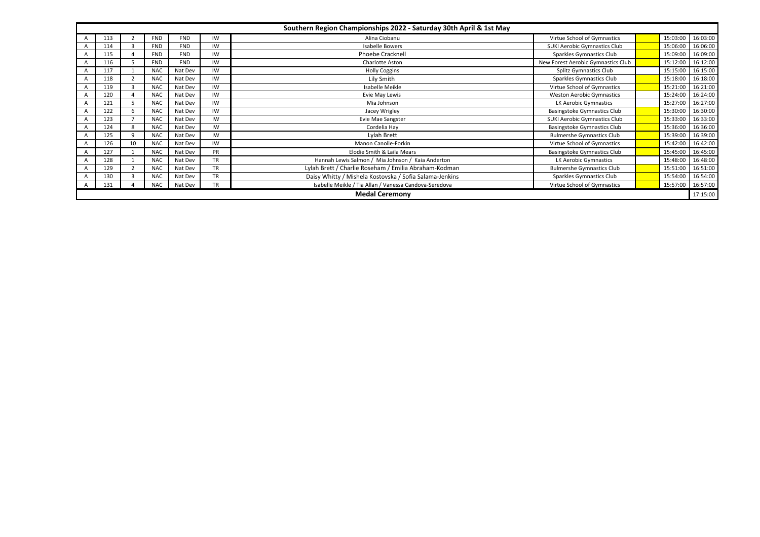| | | | | | | | | | | |
|---|---|---|---|---|---|---|---|---|---|---|
| **Southern Region Championships 2022 - Saturday 30th April & 1st May** | | | | | | | | | | |
| A | 113 | 2 | FND | FND | IW | Alina Ciobanu | Virtue School of Gymnastics | | 15:03:00 | 16:03:00 |
| A | 114 | 3 | FND | FND | IW | Isabelle Bowers | SUKI Aerobic Gymnastics Club | | 15:06:00 | 16:06:00 |
| A | 115 | 4 | FND | FND | IW | Phoebe Cracknell | Sparkles Gymnastics Club | | 15:09:00 | 16:09:00 |
| A | 116 | 5 | FND | FND | IW | Charlotte Aston | New Forest Aerobic Gymnastics Club | | 15:12:00 | 16:12:00 |
| A | 117 | 1 | NAC | Nat Dev | IW | Holly Coggins | Splitz Gymnastics Club | | 15:15:00 | 16:15:00 |
| A | 118 | 2 | NAC | Nat Dev | IW | Lily Smith | Sparkles Gymnastics Club | | 15:18:00 | 16:18:00 |
| A | 119 | 3 | NAC | Nat Dev | IW | Isabelle Meikle | Virtue School of Gymnastics | | 15:21:00 | 16:21:00 |
| A | 120 | 4 | NAC | Nat Dev | IW | Evie May Lewis | Weston Aerobic Gymnastics | | 15:24:00 | 16:24:00 |
| A | 121 | 5 | NAC | Nat Dev | IW | Mia Johnson | LK Aerobic Gymnastics | | 15:27:00 | 16:27:00 |
| A | 122 | 6 | NAC | Nat Dev | IW | Jacey Wrigley | Basingstoke Gymnastics Club | | 15:30:00 | 16:30:00 |
| A | 123 | 7 | NAC | Nat Dev | IW | Evie Mae Sangster | SUKI Aerobic Gymnastics Club | | 15:33:00 | 16:33:00 |
| A | 124 | 8 | NAC | Nat Dev | IW | Cordelia Hay | Basingstoke Gymnastics Club | | 15:36:00 | 16:36:00 |
| A | 125 | 9 | NAC | Nat Dev | IW | Lylah Brett | Bulmershe Gymnastics Club | | 15:39:00 | 16:39:00 |
| A | 126 | 10 | NAC | Nat Dev | IW | Manon Canolle-Forkin | Virtue School of Gymnastics | | 15:42:00 | 16:42:00 |
| A | 127 | 1 | NAC | Nat Dev | PR | Elodie Smith & Laila Mears | Basingstoke Gymnastics Club | | 15:45:00 | 16:45:00 |
| A | 128 | 1 | NAC | Nat Dev | TR | Hannah Lewis Salmon / Mia Johnson / Kaia Anderton | LK Aerobic Gymnastics | | 15:48:00 | 16:48:00 |
| A | 129 | 2 | NAC | Nat Dev | TR | Lylah Brett / Charlie Roseham / Emilia Abraham-Kodman | Bulmershe Gymnastics Club | | 15:51:00 | 16:51:00 |
| A | 130 | 3 | NAC | Nat Dev | TR | Daisy Whitty / Mishela Kostovska / Sofia Salama-Jenkins | Sparkles Gymnastics Club | | 15:54:00 | 16:54:00 |
| A | 131 | 4 | NAC | Nat Dev | TR | Isabelle Meikle / Tia Allan / Vanessa Candova-Seredova | Virtue School of Gymnastics | | 15:57:00 | 16:57:00 |
| **Medal Ceremony** | | | | | | | | | | 17:15:00 |